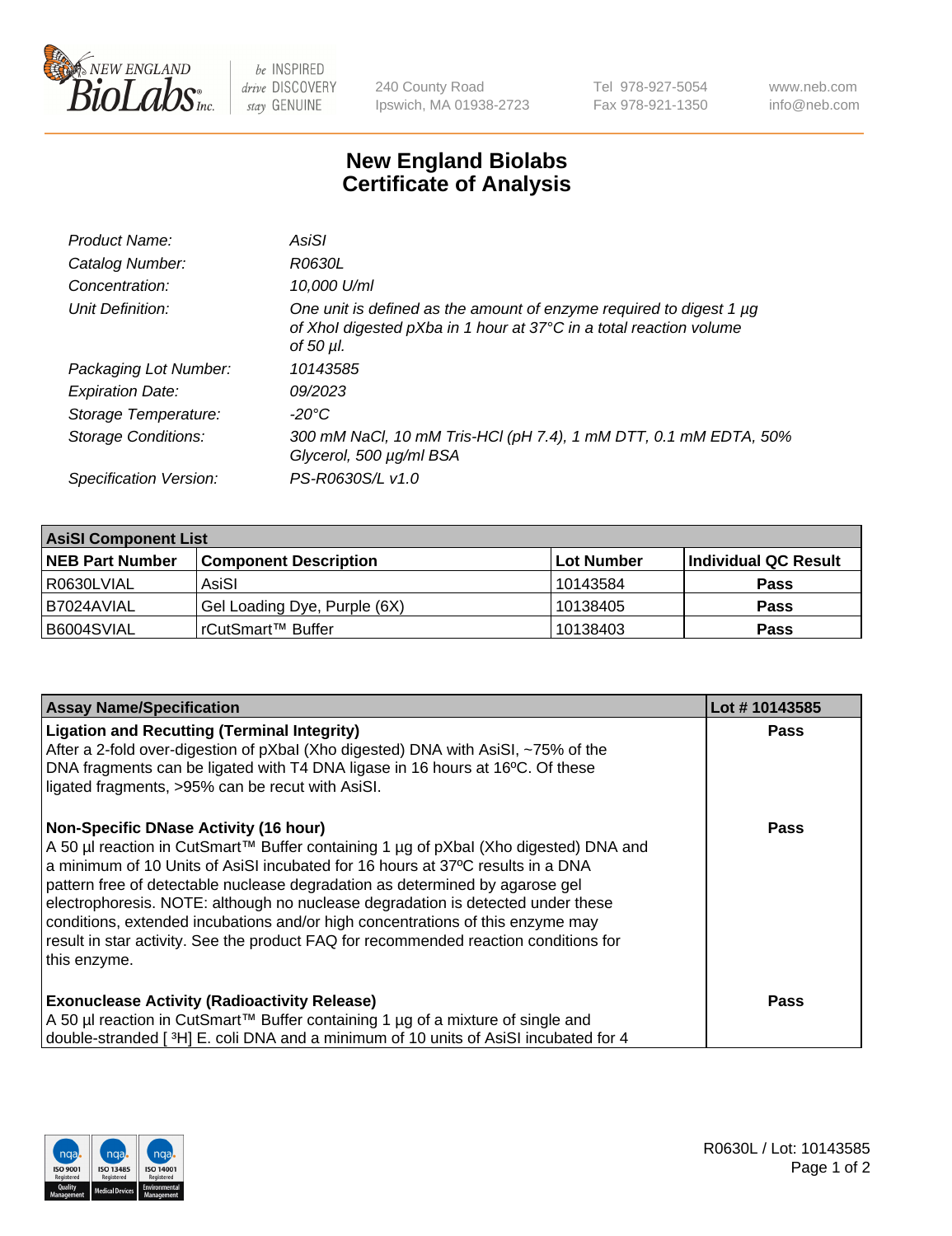240 County Road
Ipswich, MA 01938-2723

Tel 978-927-5054
Fax 978-921-1350

www.neb.com
info@neb.com

# New England Biolabs
# Certificate of Analysis

| | |
|---|---|
| *Product Name:* | *AsiSI* |
| *Catalog Number:* | *R0630L* |
| *Concentration:* | *10,000 U/ml* |
| *Unit Definition:* | *One unit is defined as the amount of enzyme required to digest 1 µg of XhoI digested pXba in 1 hour at 37°C in a total reaction volume of 50 µl.* |
| *Packaging Lot Number:* | *10143585* |
| *Expiration Date:* | *09/2023* |
| *Storage Temperature:* | *-20°C* |
| *Storage Conditions:* | *300 mM NaCl, 10 mM Tris-HCl (pH 7.4), 1 mM DTT, 0.1 mM EDTA, 50% Glycerol, 500 µg/ml BSA* |
| *Specification Version:* | *PS-R0630S/L v1.0* |

| AsiSI Component List | | | |
|---|---|---|---|
| **NEB Part Number** | **Component Description** | **Lot Number** | **Individual QC Result** |
| R0630LVIAL | AsiSI | 10143584 | **Pass** |
| B7024AVIAL | Gel Loading Dye, Purple (6X) | 10138405 | **Pass** |
| B6004SVIAL | rCutSmart™ Buffer | 10138403 | **Pass** |

| Assay Name/Specification | Lot # 10143585 |
|---|---|
| **Ligation and Recutting (Terminal Integrity)** After a 2-fold over-digestion of pXbaI (Xho digested) DNA with AsiSI, ~75% of the DNA fragments can be ligated with T4 DNA ligase in 16 hours at 16ºC. Of these ligated fragments, >95% can be recut with AsiSI. | **Pass** |
| **Non-Specific DNase Activity (16 hour)** A 50 µl reaction in CutSmart™ Buffer containing 1 µg of pXbaI (Xho digested) DNA and a minimum of 10 Units of AsiSI incubated for 16 hours at 37ºC results in a DNA pattern free of detectable nuclease degradation as determined by agarose gel electrophoresis. NOTE: although no nuclease degradation is detected under these conditions, extended incubations and/or high concentrations of this enzyme may result in star activity. See the product FAQ for recommended reaction conditions for this enzyme. | **Pass** |
| **Exonuclease Activity (Radioactivity Release)** A 50 µl reaction in CutSmart™ Buffer containing 1 µg of a mixture of single and double-stranded [ $^3$H] E. coli DNA and a minimum of 10 units of AsiSI incubated for 4 | **Pass** |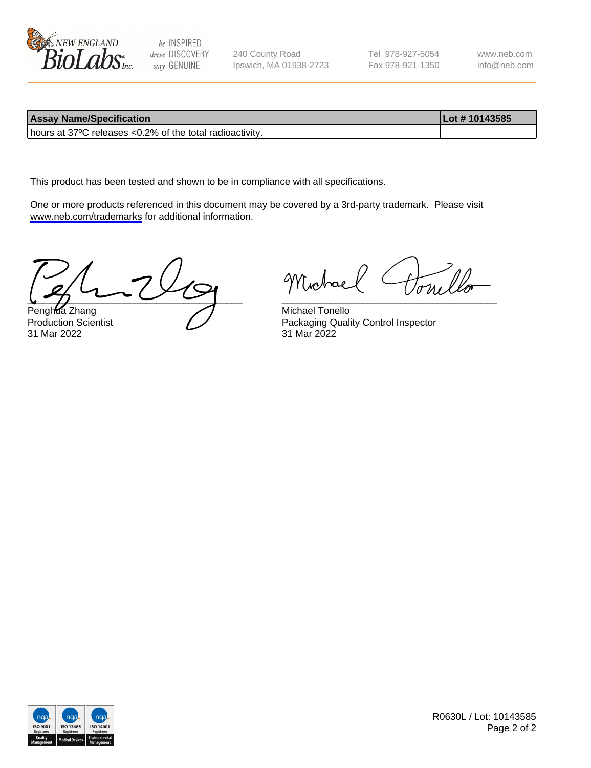| Assay Name/Specification | Lot # 10143585 |
| --- | --- |
| hours at 37ºC releases <0.2% of the total radioactivity. | |

This product has been tested and shown to be in compliance with all specifications.

One or more products referenced in this document may be covered by a 3rd-party trademark. Please visit www.neb.com/trademarks for additional information.

Penghua Zhang
Production Scientist
31 Mar 2022

Michael Tonello
Packaging Quality Control Inspector
31 Mar 2022

R0630L / Lot: 10143585